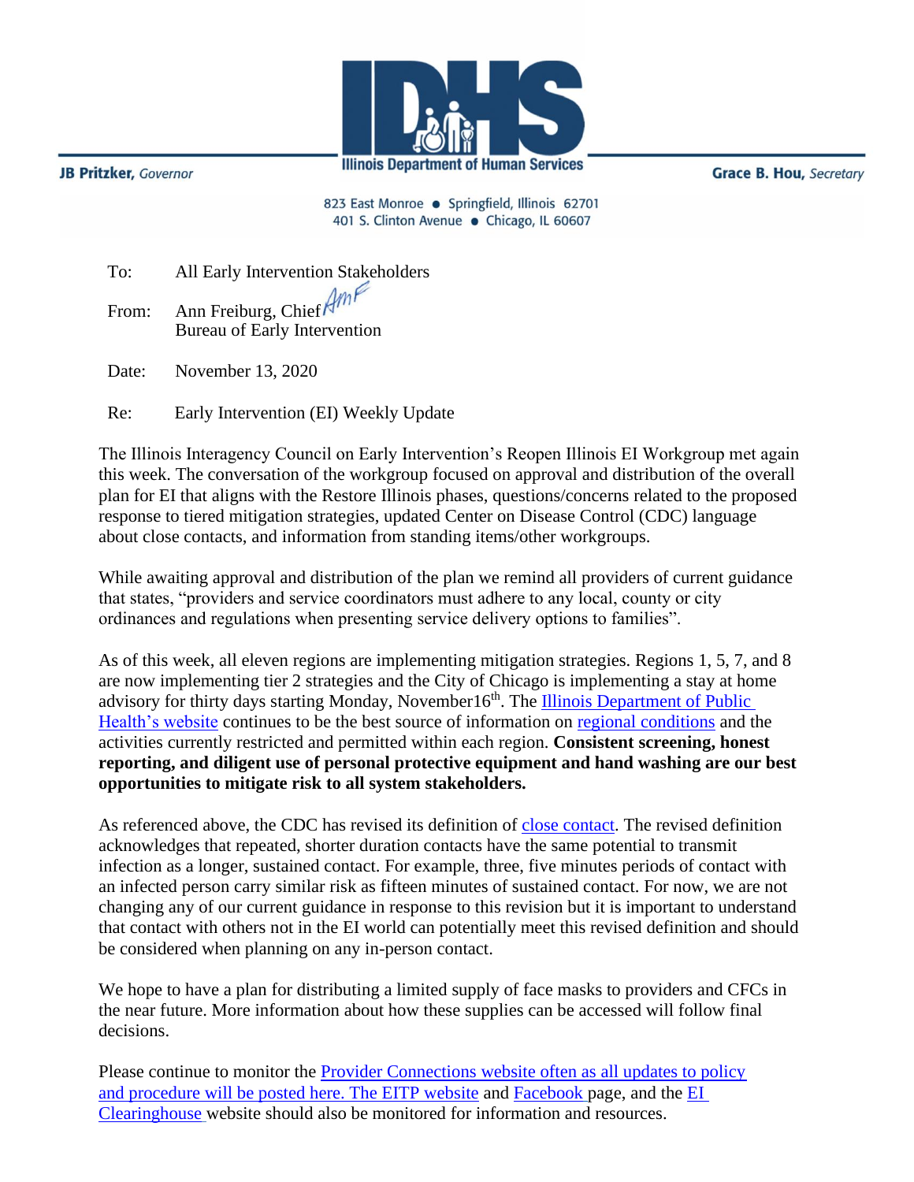JB Pritzker, *Governor*

**Illinois Department of Human Services**

Grace B. Hou, *Secretary*

823 East Monroe • Springfield, Illinois 62701
401 S. Clinton Avenue • Chicago, IL 60607

To: All Early Intervention Stakeholders

From: Ann Freiburg, Chief
Bureau of Early Intervention

Date: November 13, 2020

Re: Early Intervention (EI) Weekly Update

The Illinois Interagency Council on Early Intervention's Reopen Illinois EI Workgroup met again this week. The conversation of the workgroup focused on approval and distribution of the overall plan for EI that aligns with the Restore Illinois phases, questions/concerns related to the proposed response to tiered mitigation strategies, updated Center on Disease Control (CDC) language about close contacts, and information from standing items/other workgroups.

While awaiting approval and distribution of the plan we remind all providers of current guidance that states, "providers and service coordinators must adhere to any local, county or city ordinances and regulations when presenting service delivery options to families".

As of this week, all eleven regions are implementing mitigation strategies. Regions 1, 5, 7, and 8 are now implementing tier 2 strategies and the City of Chicago is implementing a stay at home advisory for thirty days starting Monday, November16th. The Illinois Department of Public Health's website continues to be the best source of information on regional conditions and the activities currently restricted and permitted within each region. **Consistent screening, honest reporting, and diligent use of personal protective equipment and hand washing are our best opportunities to mitigate risk to all system stakeholders.**

As referenced above, the CDC has revised its definition of close contact. The revised definition acknowledges that repeated, shorter duration contacts have the same potential to transmit infection as a longer, sustained contact. For example, three, five minutes periods of contact with an infected person carry similar risk as fifteen minutes of sustained contact. For now, we are not changing any of our current guidance in response to this revision but it is important to understand that contact with others not in the EI world can potentially meet this revised definition and should be considered when planning on any in-person contact.

We hope to have a plan for distributing a limited supply of face masks to providers and CFCs in the near future. More information about how these supplies can be accessed will follow final decisions.

Please continue to monitor the Provider Connections website often as all updates to policy and procedure will be posted here. The EITP website and Facebook page, and the EI Clearinghouse website should also be monitored for information and resources.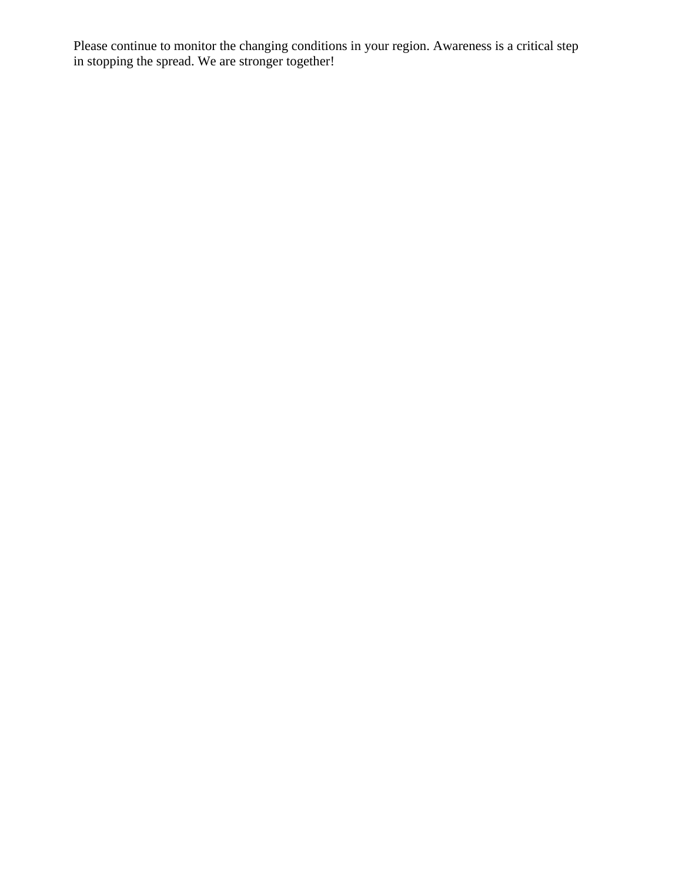Please continue to monitor the changing conditions in your region. Awareness is a critical step in stopping the spread. We are stronger together!